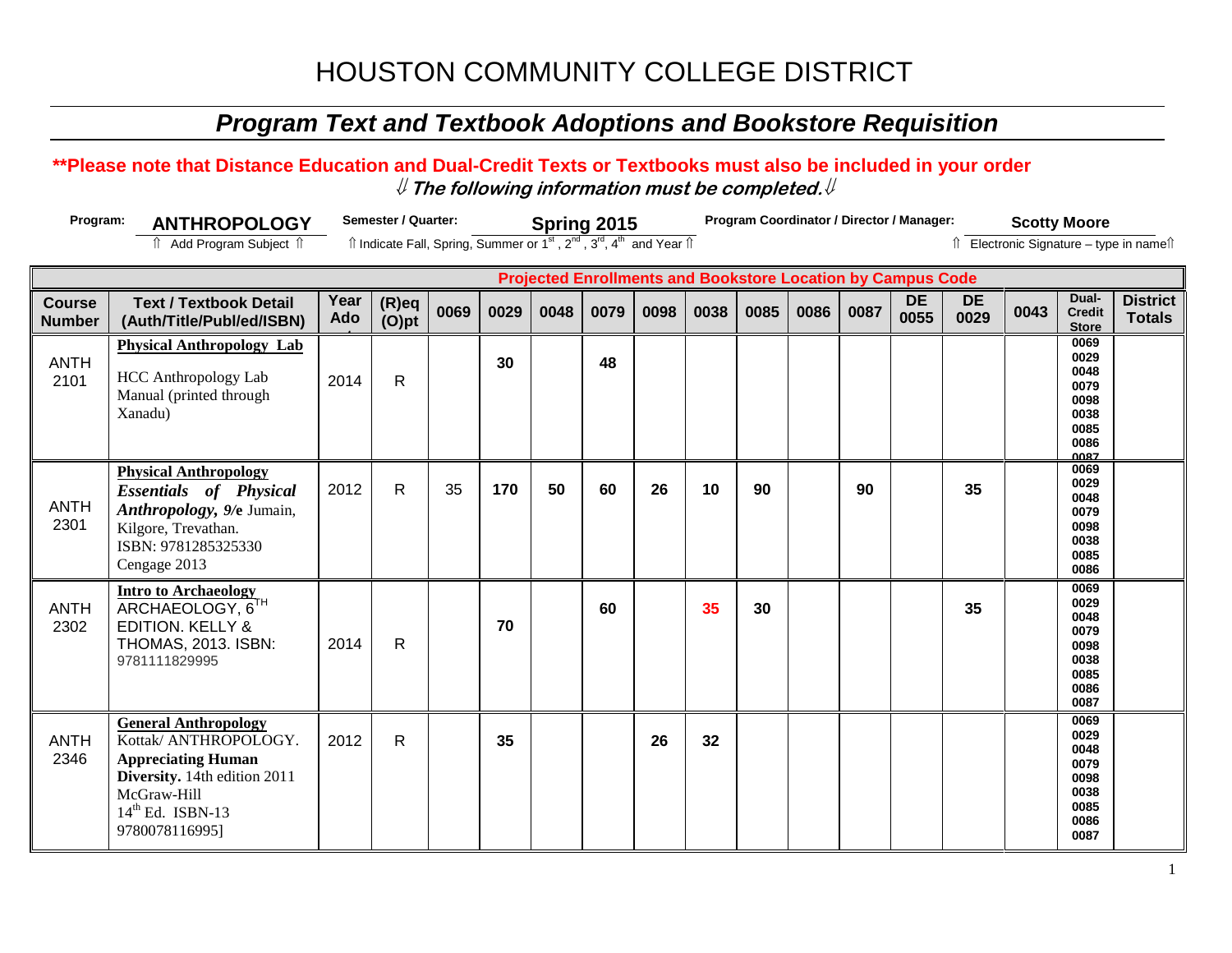# HOUSTON COMMUNITY COLLEGE DISTRICT

## *Program Text and Textbook Adoptions and Bookstore Requisition*

**\*\*Please note that Distance Education and Dual-Credit Texts or Textbooks must also be included in your order**

⇓ ***The following information must be completed.*** ⇓

**Program:** **ANTHROPOLOGY**
⇑ Add Program Subject ⇑

**Semester / Quarter:** **Spring 2015**
⇑ Indicate Fall, Spring, Summer or 1st, 2nd, 3rd, 4th and Year ⇑

**Program Coordinator / Director / Manager:** **Scotty Moore**
⇑ Electronic Signature – type in name ⇑

| | | | | Projected Enrollments and Bookstore Location by Campus Code | | | | | | | | | | | | Dual-Credit Store | District Totals |
|---|---|---|---|---|---|---|---|---|---|---|---|---|---|---|---|---|---|
| **Course Number** | **Text / Textbook Detail (Auth/Title/Publ/ed/ISBN)** | **Year Ado** | **(R)eq (O)pt** | **0069** | **0029** | **0048** | **0079** | **0098** | **0038** | **0085** | **0086** | **0087** | **DE 0055** | **DE 0029** | **0043** | **Dual-Credit Store** | **District Totals** |
| ANTH 2101 | **Physical Anthropology Lab** HCC Anthropology Lab Manual (printed through Xanadu) | 2014 | R | | **30** | | **48** | | | | | | | | | 0069 0029 0048 0079 0098 0038 0085 0086 0087 | |
| ANTH 2301 | **Physical Anthropology** ***Essentials of Physical Anthropology, 9/e*** Jumain, Kilgore, Trevathan. ISBN: 9781285325330 Cengage 2013 | 2012 | R | 35 | **170** | **50** | **60** | **26** | **10** | **90** | | **90** | | **35** | | 0069 0029 0048 0079 0098 0038 0085 0086 | |
| ANTH 2302 | **Intro to Archaeology** ARCHAEOLOGY, 6TH EDITION. KELLY & THOMAS, 2013. ISBN: 9781111829995 | 2014 | R | | **70** | | **60** | | **35** | **30** | | | | **35** | | 0069 0029 0048 0079 0098 0038 0085 0086 0087 | |
| ANTH 2346 | **General Anthropology** Kottak/ ANTHROPOLOGY. **Appreciating Human Diversity.** 14th edition 2011 McGraw-Hill 14th Ed. ISBN-13 9780078116995] | 2012 | R | | **35** | | | **26** | **32** | | | | | | | 0069 0029 0048 0079 0098 0038 0085 0086 0087 | |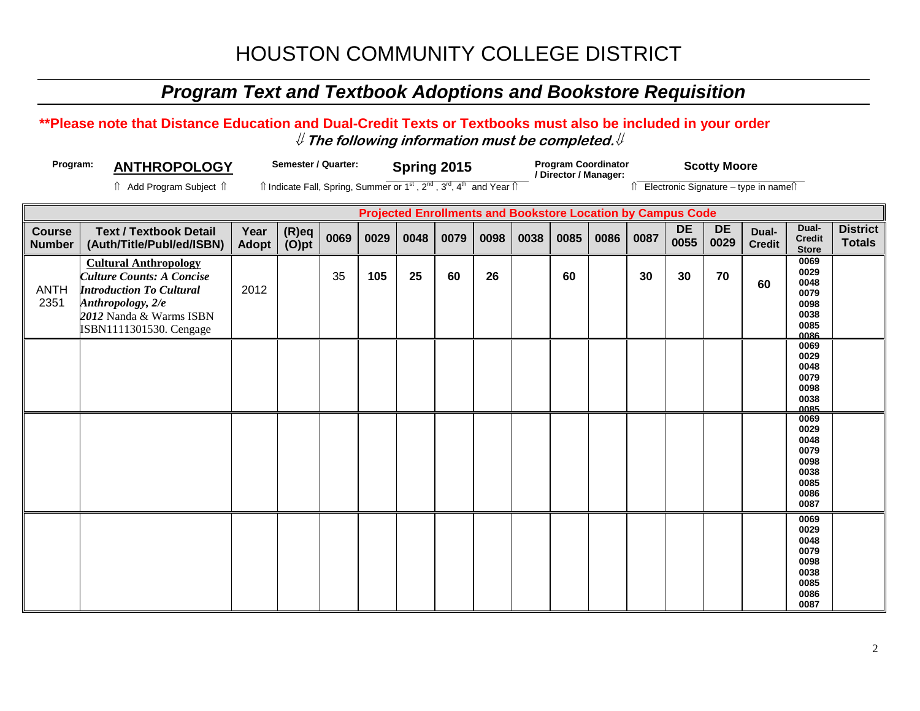# HOUSTON COMMUNITY COLLEGE DISTRICT

## *Program Text and Textbook Adoptions and Bookstore Requisition*

**\*\*Please note that Distance Education and Dual-Credit Texts or Textbooks must also be included in your order**

⇓ ***The following information must be completed.*** ⇓

**Program:** **ANTHROPOLOGY**
⇑ Add Program Subject ⇑

**Semester / Quarter:** **Spring 2015**
⇑ Indicate Fall, Spring, Summer or 1st, 2nd, 3rd, 4th and Year ⇑

**Program Coordinator / Director / Manager:** **Scotty Moore**
⇑ Electronic Signature – type in name ⇑

| | | | | Projected Enrollments and Bookstore Location by Campus Code | | | | | | | | | | | | | |
|---|---|---|---|---|---|---|---|---|---|---|---|---|---|---|---|---|---|
| **Course Number** | **Text / Textbook Detail (Auth/Title/Publ/ed/ISBN)** | **Year Adopt** | **(R)eq (O)pt** | **0069** | **0029** | **0048** | **0079** | **0098** | **0038** | **0085** | **0086** | **0087** | **DE 0055** | **DE 0029** | **Dual-Credit** | **Dual-Credit Store** | **District Totals** |
| ANTH 2351 | **Cultural Anthropology** ***Culture Counts: A Concise Introduction To Cultural Anthropology, 2/e*** ***2012*** Nanda & Warms ISBN ISBN1111301530. Cengage | 2012 | | 35 | **105** | **25** | **60** | **26** | | **60** | | **30** | **30** | **70** | **60** | 0069 0029 0048 0079 0098 0038 0085 0086 | |
| | | | | | | | | | | | | | | | | 0069 0029 0048 0079 0098 0038 0085 | |
| | | | | | | | | | | | | | | | | 0069 0029 0048 0079 0098 0038 0085 0086 0087 | |
| | | | | | | | | | | | | | | | | 0069 0029 0048 0079 0098 0038 0085 0086 0087 | |